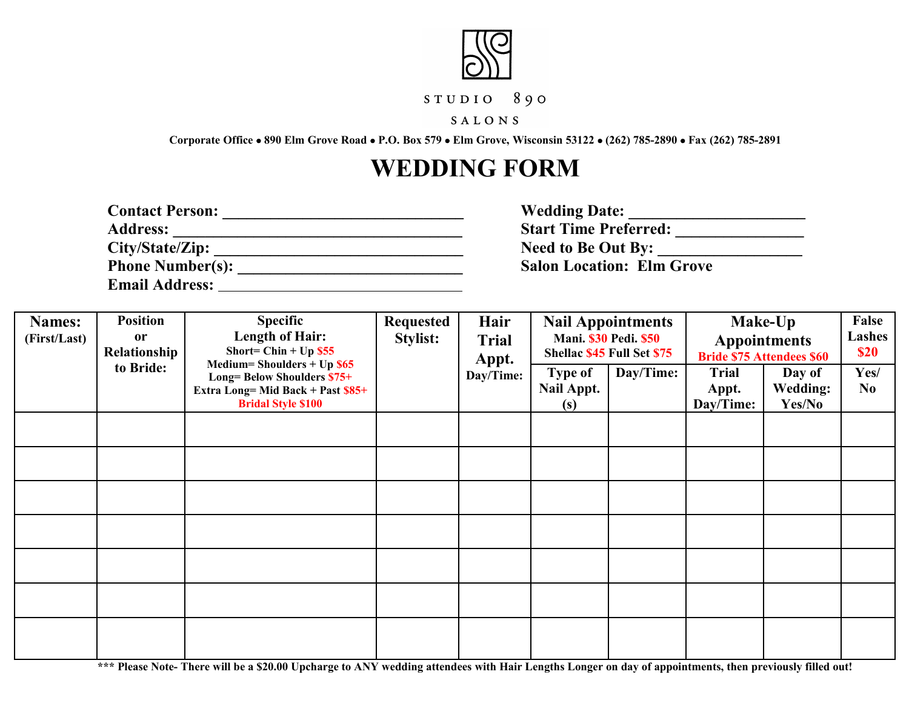STUDIO 890

SALONS

**Corporate Office • 890 Elm Grove Road • P.O. Box 579 • Elm Grove, Wisconsin 53122 • (262) 785-2890 • Fax (262) 785-2891**

# WEDDING FORM

**Contact Person:** ______________________________

**Address:** ___________________________________

**City/State/Zip:** ______________________________

**Phone Number(s):** ____________________________

**Email Address:** ______________________________

**Wedding Date:** _____________________

**Start Time Preferred:** _______________

**Need to Be Out By:** _________________

**Salon Location: Elm Grove**

| Names: (First/Last) | Position or Relationship to Bride: | Specific Length of Hair: Short= Chin + Up $55 Medium= Shoulders + Up $65 Long= Below Shoulders $75+ Extra Long= Mid Back + Past $85+ Bridal Style $100 | Requested Stylist: | Hair Trial Appt. Day/Time: | Nail Appointments Mani. $30 Pedi. $50 Shellac $45 Full Set $75 | | Make-Up Appointments Bride $75 Attendees $60 | | False Lashes $20 |
|---|---|---|---|---|---|---|---|---|---|
| | | | | | Type of Nail Appt. (s) | Day/Time: | Trial Appt. Day/Time: | Day of Wedding: Yes/No | Yes/ No |
| | | | | | | | | | |
| | | | | | | | | | |
| | | | | | | | | | |
| | | | | | | | | | |
| | | | | | | | | | |
| | | | | | | | | | |
| | | | | | | | | | |

**\*\*\* Please Note- There will be a $20.00 Upcharge to ANY wedding attendees with Hair Lengths Longer on day of appointments, then previously filled out!**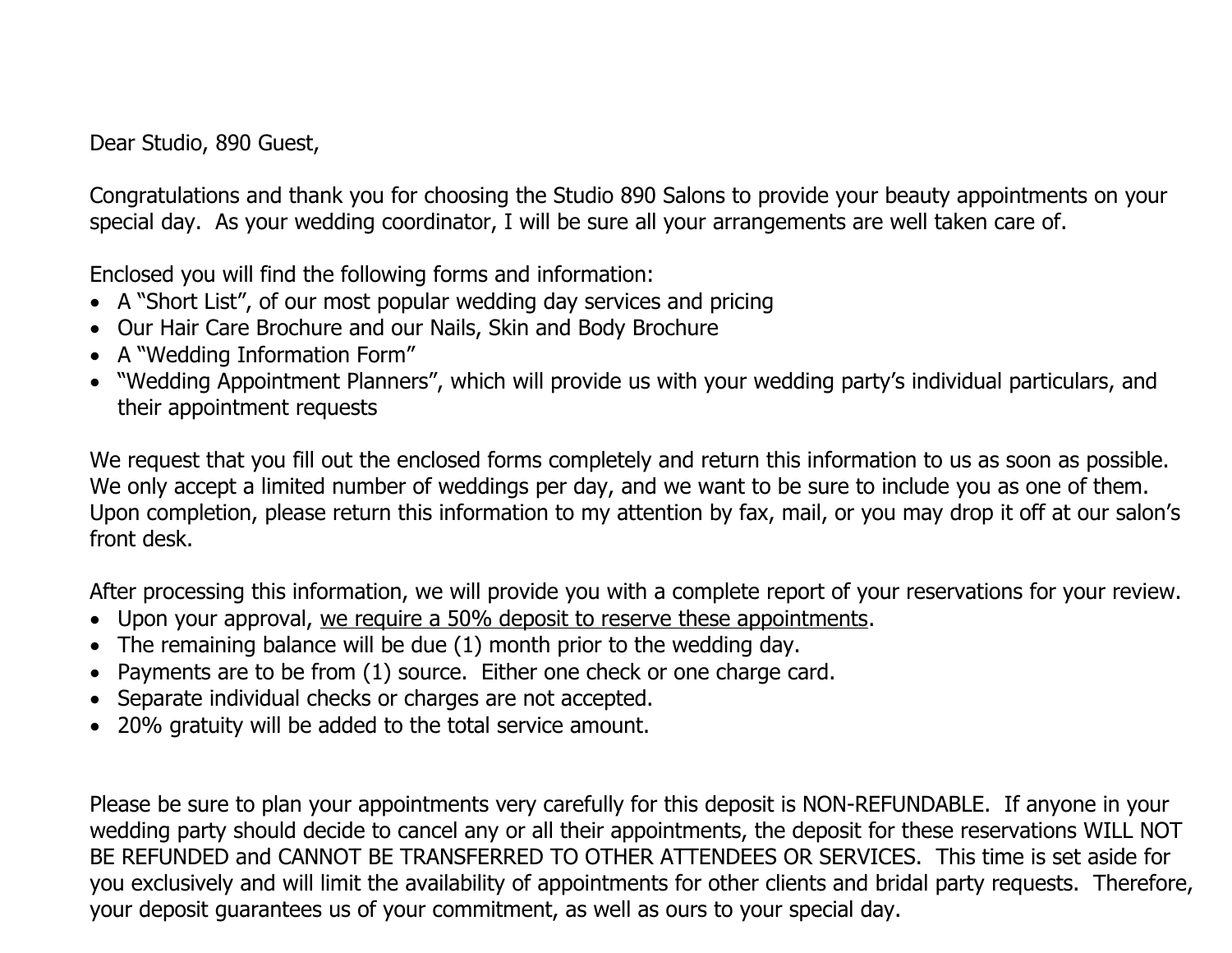Dear Studio, 890 Guest,

Congratulations and thank you for choosing the Studio 890 Salons to provide your beauty appointments on your special day. As your wedding coordinator, I will be sure all your arrangements are well taken care of.

Enclosed you will find the following forms and information:

- A "Short List", of our most popular wedding day services and pricing
- Our Hair Care Brochure and our Nails, Skin and Body Brochure
- A "Wedding Information Form"
- "Wedding Appointment Planners", which will provide us with your wedding party's individual particulars, and their appointment requests

We request that you fill out the enclosed forms completely and return this information to us as soon as possible. We only accept a limited number of weddings per day, and we want to be sure to include you as one of them. Upon completion, please return this information to my attention by fax, mail, or you may drop it off at our salon's front desk.

After processing this information, we will provide you with a complete report of your reservations for your review.

- Upon your approval, <u>we require a 50% deposit to reserve these appointments</u>.
- The remaining balance will be due (1) month prior to the wedding day.
- Payments are to be from (1) source. Either one check or one charge card.
- Separate individual checks or charges are not accepted.
- 20% gratuity will be added to the total service amount.

Please be sure to plan your appointments very carefully for this deposit is NON-REFUNDABLE. If anyone in your wedding party should decide to cancel any or all their appointments, the deposit for these reservations WILL NOT BE REFUNDED and CANNOT BE TRANSFERRED TO OTHER ATTENDEES OR SERVICES. This time is set aside for you exclusively and will limit the availability of appointments for other clients and bridal party requests. Therefore, your deposit guarantees us of your commitment, as well as ours to your special day.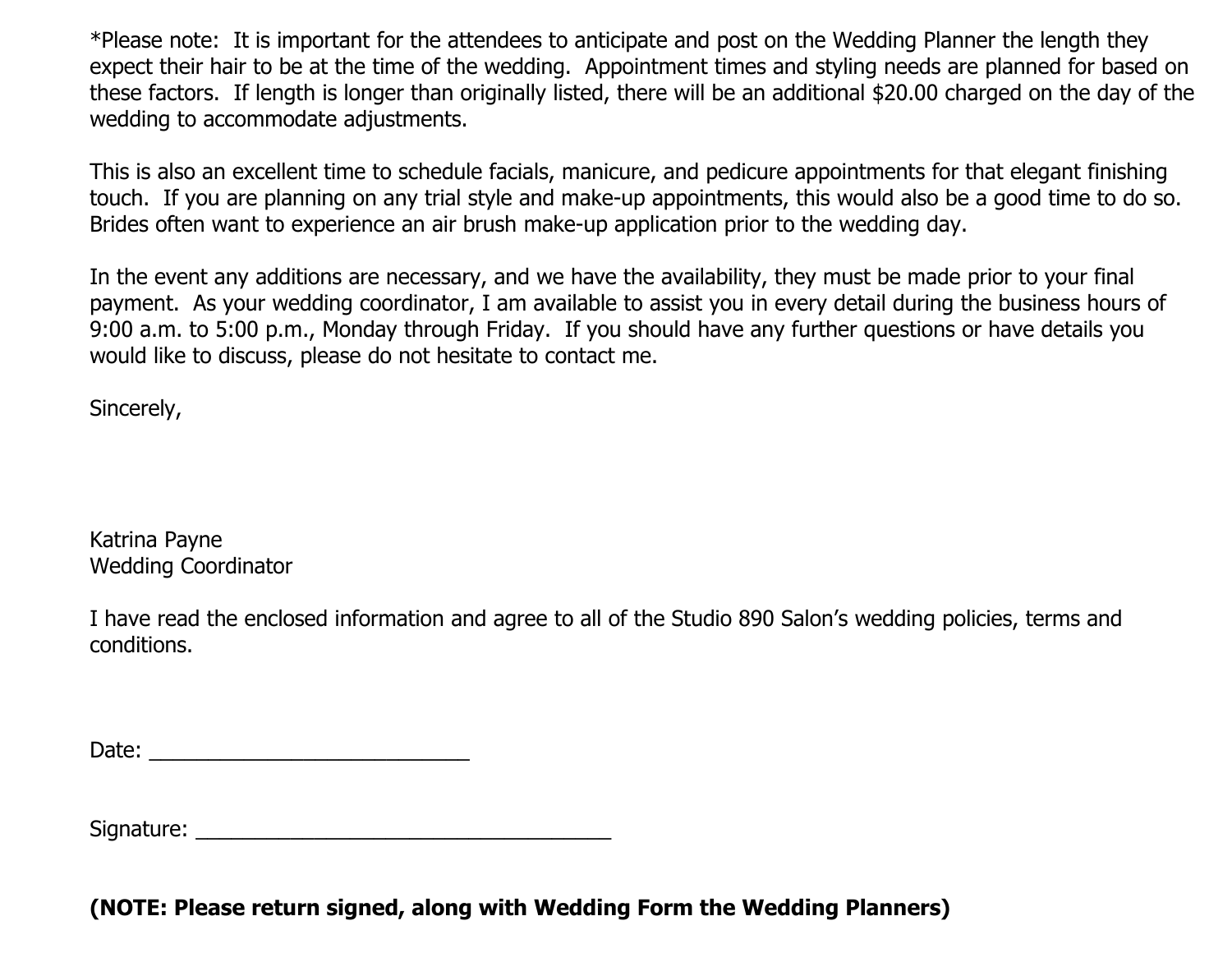*Please note: It is important for the attendees to anticipate and post on the Wedding Planner the length they expect their hair to be at the time of the wedding. Appointment times and styling needs are planned for based on these factors. If length is longer than originally listed, there will be an additional $20.00 charged on the day of the wedding to accommodate adjustments.

This is also an excellent time to schedule facials, manicure, and pedicure appointments for that elegant finishing touch. If you are planning on any trial style and make-up appointments, this would also be a good time to do so. Brides often want to experience an air brush make-up application prior to the wedding day.

In the event any additions are necessary, and we have the availability, they must be made prior to your final payment. As your wedding coordinator, I am available to assist you in every detail during the business hours of 9:00 a.m. to 5:00 p.m., Monday through Friday. If you should have any further questions or have details you would like to discuss, please do not hesitate to contact me.

Sincerely,

Katrina Payne
Wedding Coordinator

I have read the enclosed information and agree to all of the Studio 890 Salon's wedding policies, terms and conditions.

Date: ____________________________

Signature: ____________________________________

**(NOTE: Please return signed, along with Wedding Form the Wedding Planners)**